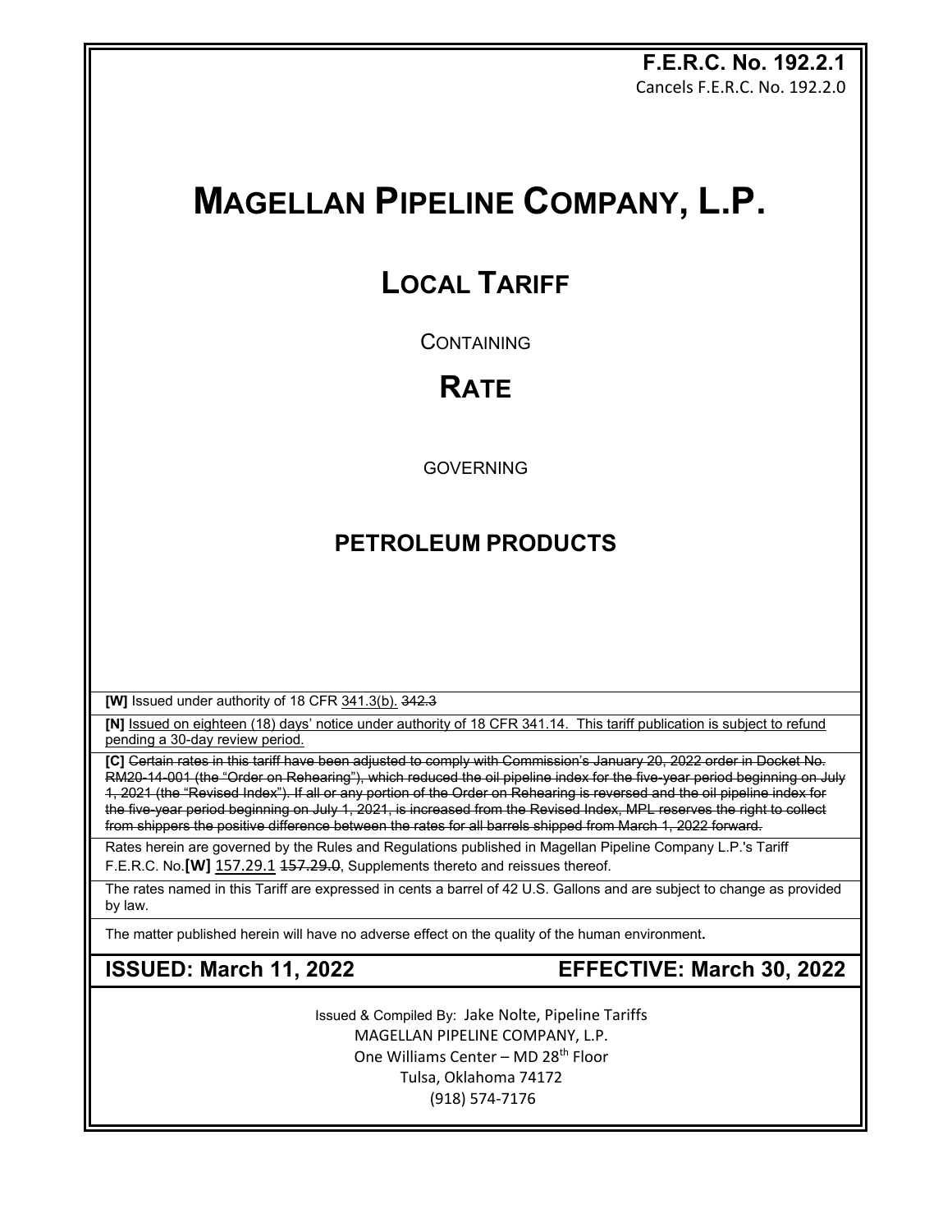**F.E.R.C. No. 192.2.1**
Cancels F.E.R.C. No. 192.2.0

# MAGELLAN PIPELINE COMPANY, L.P.

## LOCAL TARIFF

CONTAINING

## RATE

GOVERNING

### PETROLEUM PRODUCTS

**[W]** Issued under authority of 18 CFR <u>341.3(b).</u> ~~342.3~~

**[N]** <u>Issued on eighteen (18) days' notice under authority of 18 CFR 341.14. This tariff publication is subject to refund pending a 30-day review period.</u>

**[C]** ~~Certain rates in this tariff have been adjusted to comply with Commission's January 20, 2022 order in Docket No. RM20-14-001 (the "Order on Rehearing"), which reduced the oil pipeline index for the five-year period beginning on July 1, 2021 (the "Revised Index"). If all or any portion of the Order on Rehearing is reversed and the oil pipeline index for the five-year period beginning on July 1, 2021, is increased from the Revised Index, MPL reserves the right to collect from shippers the positive difference between the rates for all barrels shipped from March 1, 2022 forward.~~

Rates herein are governed by the Rules and Regulations published in Magellan Pipeline Company L.P.'s Tariff F.E.R.C. No.**[W]** <u>157.29.1</u> ~~157.29.0~~, Supplements thereto and reissues thereof.

The rates named in this Tariff are expressed in cents a barrel of 42 U.S. Gallons and are subject to change as provided by law.

The matter published herein will have no adverse effect on the quality of the human environment**.**

**ISSUED: March 11, 2022** **EFFECTIVE: March 30, 2022**

Issued & Compiled By: Jake Nolte, Pipeline Tariffs
MAGELLAN PIPELINE COMPANY, L.P.
One Williams Center – MD 28th Floor
Tulsa, Oklahoma 74172
(918) 574-7176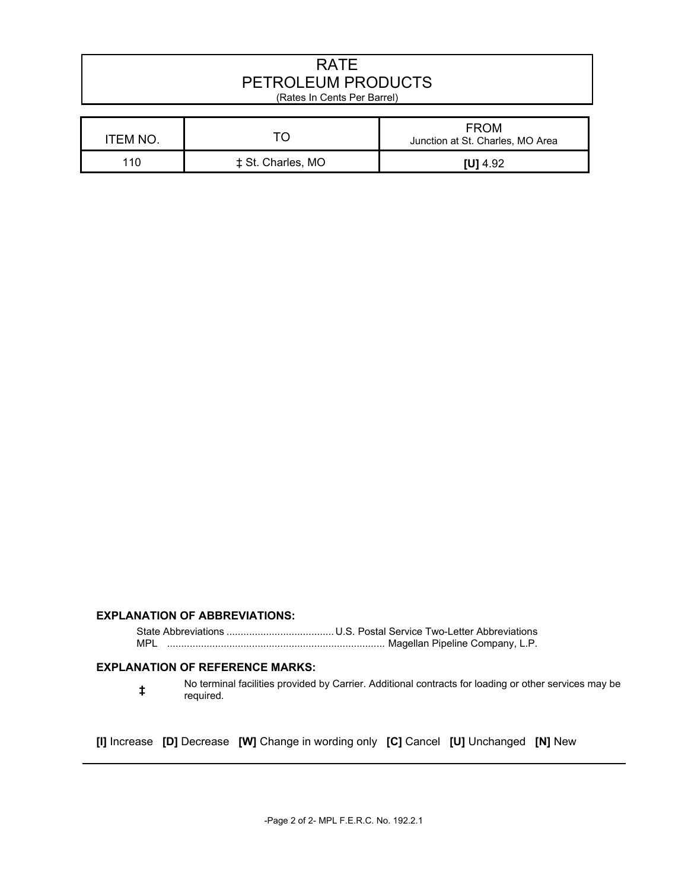# RATE
## PETROLEUM PRODUCTS
(Rates In Cents Per Barrel)

| ITEM NO. | TO | FROM<br>Junction at St. Charles, MO Area |
|---|---|---|
| 110 | ‡ St. Charles, MO | **[U]** 4.92 |

**EXPLANATION OF ABBREVIATIONS:**

State Abbreviations ...................................... U.S. Postal Service Two-Letter Abbreviations
MPL ............................................................................ Magellan Pipeline Company, L.P.

**EXPLANATION OF REFERENCE MARKS:**

‡ No terminal facilities provided by Carrier. Additional contracts for loading or other services may be required.

**[I]** Increase **[D]** Decrease **[W]** Change in wording only **[C]** Cancel **[U]** Unchanged **[N]** New

MPL F.E.R.C. No. 192.2.1